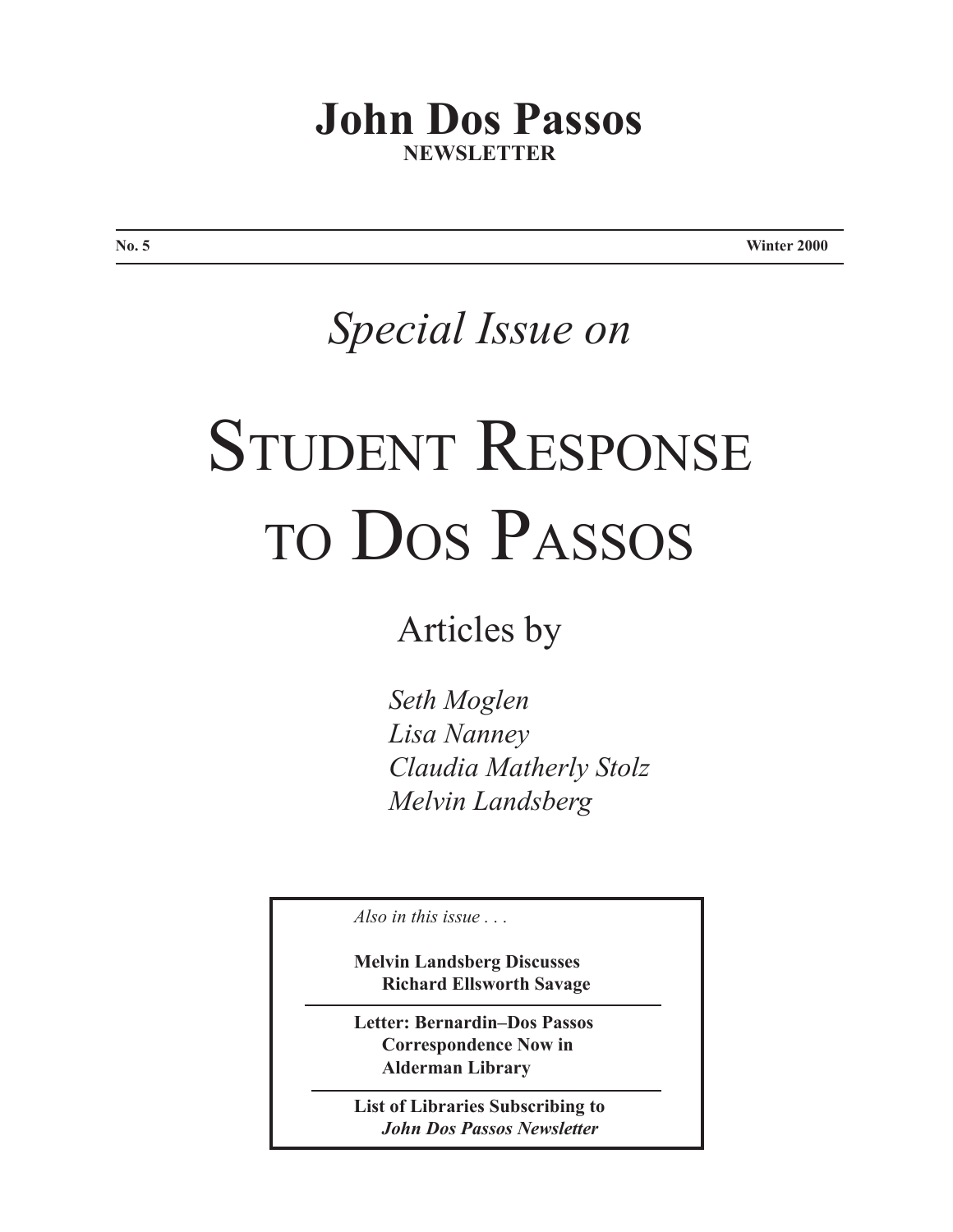# John Dos Passos
**NEWSLETTER**

**No. 5** **Winter 2000**

*Special Issue on*

# Student Response to Dos Passos

Articles by

*Seth Moglen*
*Lisa Nanney*
*Claudia Matherly Stolz*
*Melvin Landsberg*

---

*Also in this issue . . .*

**Melvin Landsberg Discusses Richard Ellsworth Savage**

**Letter: Bernardin–Dos Passos Correspondence Now in Alderman Library**

**List of Libraries Subscribing to *John Dos Passos Newsletter***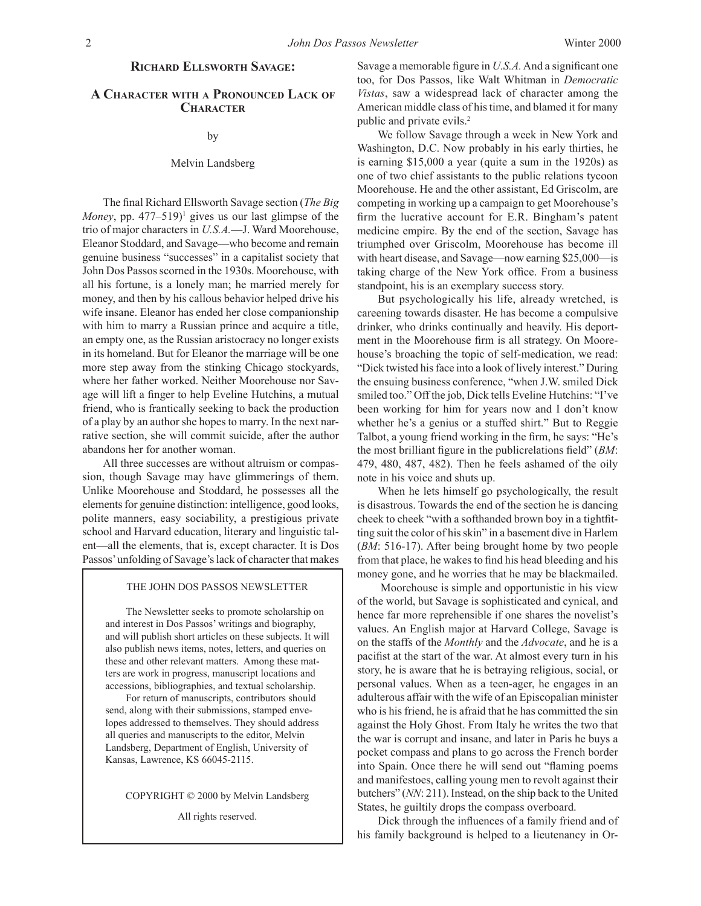## Richard Ellsworth Savage:

## A Character with a Pronounced Lack of Character

by

Melvin Landsberg

The final Richard Ellsworth Savage section (*The Big Money*, pp. 477–519)[1] gives us our last glimpse of the trio of major characters in *U.S.A.*—J. Ward Moorehouse, Eleanor Stoddard, and Savage—who become and remain genuine business "successes" in a capitalist society that John Dos Passos scorned in the 1930s. Moorehouse, with all his fortune, is a lonely man; he married merely for money, and then by his callous behavior helped drive his wife insane. Eleanor has ended her close companionship with him to marry a Russian prince and acquire a title, an empty one, as the Russian aristocracy no longer exists in its homeland. But for Eleanor the marriage will be one more step away from the stinking Chicago stockyards, where her father worked. Neither Moorehouse nor Savage will lift a finger to help Eveline Hutchins, a mutual friend, who is frantically seeking to back the production of a play by an author she hopes to marry. In the next narrative section, she will commit suicide, after the author abandons her for another woman.

All three successes are without altruism or compassion, though Savage may have glimmerings of them. Unlike Moorehouse and Stoddard, he possesses all the elements for genuine distinction: intelligence, good looks, polite manners, easy sociability, a prestigious private school and Harvard education, literary and linguistic talent—all the elements, that is, except character. It is Dos Passos' unfolding of Savage's lack of character that makes Savage a memorable figure in *U.S.A.* And a significant one too, for Dos Passos, like Walt Whitman in *Democratic Vistas*, saw a widespread lack of character among the American middle class of his time, and blamed it for many public and private evils.[2]

We follow Savage through a week in New York and Washington, D.C. Now probably in his early thirties, he is earning $15,000 a year (quite a sum in the 1920s) as one of two chief assistants to the public relations tycoon Moorehouse. He and the other assistant, Ed Griscolm, are competing in working up a campaign to get Moorehouse's firm the lucrative account for E.R. Bingham's patent medicine empire. By the end of the section, Savage has triumphed over Griscolm, Moorehouse has become ill with heart disease, and Savage—now earning $25,000—is taking charge of the New York office. From a business standpoint, his is an exemplary success story.

But psychologically his life, already wretched, is careening towards disaster. He has become a compulsive drinker, who drinks continually and heavily. His deportment in the Moorehouse firm is all strategy. On Moorehouse's broaching the topic of self-medication, we read: "Dick twisted his face into a look of lively interest." During the ensuing business conference, "when J.W. smiled Dick smiled too." Off the job, Dick tells Eveline Hutchins: "I've been working for him for years now and I don't know whether he's a genius or a stuffed shirt." But to Reggie Talbot, a young friend working in the firm, he says: "He's the most brilliant figure in the publicrelations field" (*BM*: 479, 480, 487, 482). Then he feels ashamed of the oily note in his voice and shuts up.

When he lets himself go psychologically, the result is disastrous. Towards the end of the section he is dancing cheek to cheek "with a softhanded brown boy in a tightfitting suit the color of his skin" in a basement dive in Harlem (*BM*: 516-17). After being brought home by two people from that place, he wakes to find his head bleeding and his money gone, and he worries that he may be blackmailed.

Moorehouse is simple and opportunistic in his view of the world, but Savage is sophisticated and cynical, and hence far more reprehensible if one shares the novelist's values. An English major at Harvard College, Savage is on the staffs of the *Monthly* and the *Advocate*, and he is a pacifist at the start of the war. At almost every turn in his story, he is aware that he is betraying religious, social, or personal values. When as a teen-ager, he engages in an adulterous affair with the wife of an Episcopalian minister who is his friend, he is afraid that he has committed the sin against the Holy Ghost. From Italy he writes the two that the war is corrupt and insane, and later in Paris he buys a pocket compass and plans to go across the French border into Spain. Once there he will send out "flaming poems and manifestoes, calling young men to revolt against their butchers" (*NN*: 211). Instead, on the ship back to the United States, he guiltily drops the compass overboard.

Dick through the influences of a family friend and of his family background is helped to a lieutenancy in Or-

THE JOHN DOS PASSOS NEWSLETTER

The Newsletter seeks to promote scholarship on and interest in Dos Passos' writings and biography, and will publish short articles on these subjects. It will also publish news items, notes, letters, and queries on these and other relevant matters. Among these matters are work in progress, manuscript locations and accessions, bibliographies, and textual scholarship.

For return of manuscripts, contributors should send, along with their submissions, stamped envelopes addressed to themselves. They should address all queries and manuscripts to the editor, Melvin Landsberg, Department of English, University of Kansas, Lawrence, KS 66045-2115.

COPYRIGHT © 2000 by Melvin Landsberg

All rights reserved.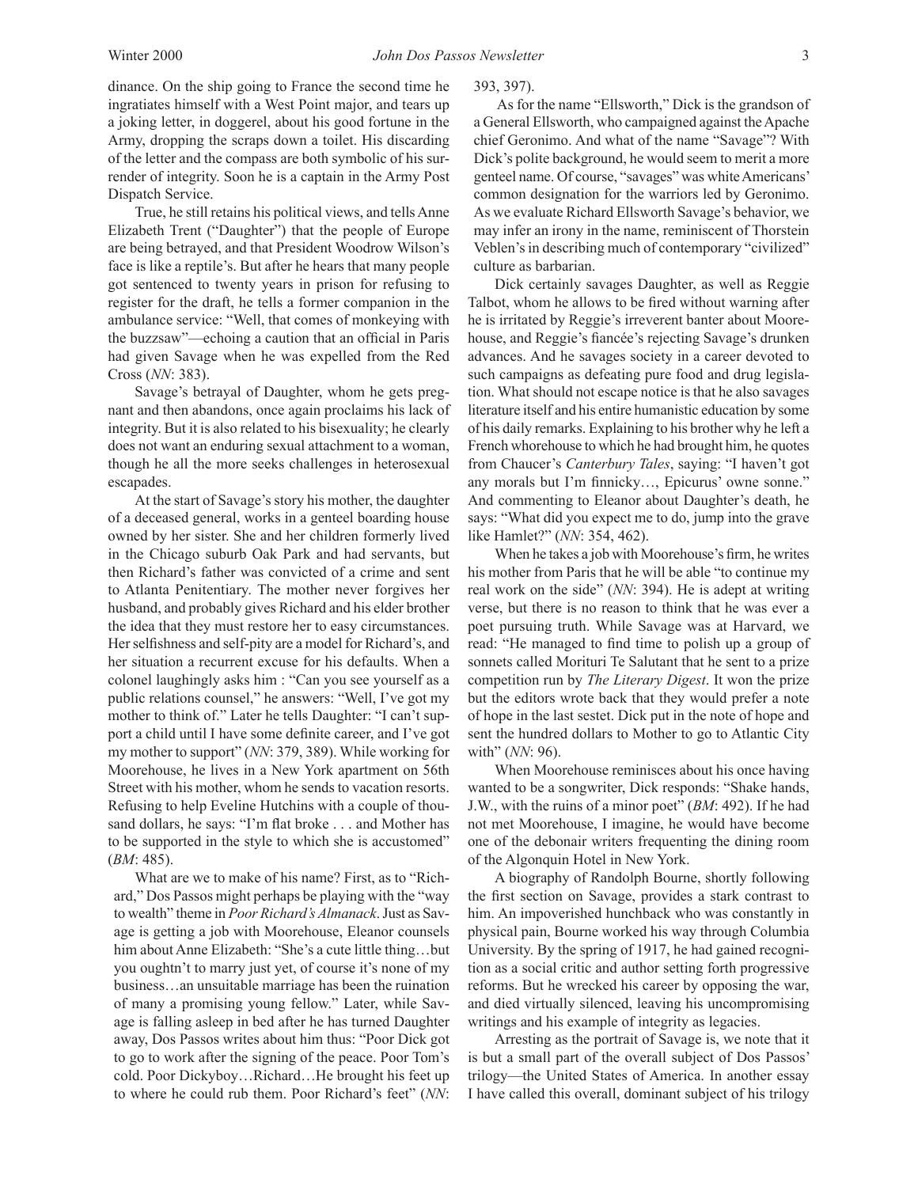dinance. On the ship going to France the second time he ingratiates himself with a West Point major, and tears up a joking letter, in doggerel, about his good fortune in the Army, dropping the scraps down a toilet. His discarding of the letter and the compass are both symbolic of his surrender of integrity. Soon he is a captain in the Army Post Dispatch Service.

True, he still retains his political views, and tells Anne Elizabeth Trent ("Daughter") that the people of Europe are being betrayed, and that President Woodrow Wilson's face is like a reptile's. But after he hears that many people got sentenced to twenty years in prison for refusing to register for the draft, he tells a former companion in the ambulance service: "Well, that comes of monkeying with the buzzsaw"—echoing a caution that an official in Paris had given Savage when he was expelled from the Red Cross (*NN*: 383).

Savage's betrayal of Daughter, whom he gets pregnant and then abandons, once again proclaims his lack of integrity. But it is also related to his bisexuality; he clearly does not want an enduring sexual attachment to a woman, though he all the more seeks challenges in heterosexual escapades.

At the start of Savage's story his mother, the daughter of a deceased general, works in a genteel boarding house owned by her sister. She and her children formerly lived in the Chicago suburb Oak Park and had servants, but then Richard's father was convicted of a crime and sent to Atlanta Penitentiary. The mother never forgives her husband, and probably gives Richard and his elder brother the idea that they must restore her to easy circumstances. Her selfishness and self-pity are a model for Richard's, and her situation a recurrent excuse for his defaults. When a colonel laughingly asks him : "Can you see yourself as a public relations counsel," he answers: "Well, I've got my mother to think of." Later he tells Daughter: "I can't support a child until I have some definite career, and I've got my mother to support" (*NN*: 379, 389). While working for Moorehouse, he lives in a New York apartment on 56th Street with his mother, whom he sends to vacation resorts. Refusing to help Eveline Hutchins with a couple of thousand dollars, he says: "I'm flat broke . . . and Mother has to be supported in the style to which she is accustomed" (*BM*: 485).

What are we to make of his name? First, as to "Richard," Dos Passos might perhaps be playing with the "way to wealth" theme in *Poor Richard's Almanack*. Just as Savage is getting a job with Moorehouse, Eleanor counsels him about Anne Elizabeth: "She's a cute little thing…but you oughtn't to marry just yet, of course it's none of my business…an unsuitable marriage has been the ruination of many a promising young fellow." Later, while Savage is falling asleep in bed after he has turned Daughter away, Dos Passos writes about him thus: "Poor Dick got to go to work after the signing of the peace. Poor Tom's cold. Poor Dickyboy…Richard…He brought his feet up to where he could rub them. Poor Richard's feet" (*NN*: 393, 397).

As for the name "Ellsworth," Dick is the grandson of a General Ellsworth, who campaigned against the Apache chief Geronimo. And what of the name "Savage"? With Dick's polite background, he would seem to merit a more genteel name. Of course, "savages" was white Americans' common designation for the warriors led by Geronimo. As we evaluate Richard Ellsworth Savage's behavior, we may infer an irony in the name, reminiscent of Thorstein Veblen's in describing much of contemporary "civilized" culture as barbarian.

Dick certainly savages Daughter, as well as Reggie Talbot, whom he allows to be fired without warning after he is irritated by Reggie's irreverent banter about Moorehouse, and Reggie's fiancée's rejecting Savage's drunken advances. And he savages society in a career devoted to such campaigns as defeating pure food and drug legislation. What should not escape notice is that he also savages literature itself and his entire humanistic education by some of his daily remarks. Explaining to his brother why he left a French whorehouse to which he had brought him, he quotes from Chaucer's *Canterbury Tales*, saying: "I haven't got any morals but I'm finnicky…, Epicurus' owne sonne." And commenting to Eleanor about Daughter's death, he says: "What did you expect me to do, jump into the grave like Hamlet?" (*NN*: 354, 462).

When he takes a job with Moorehouse's firm, he writes his mother from Paris that he will be able "to continue my real work on the side" (*NN*: 394). He is adept at writing verse, but there is no reason to think that he was ever a poet pursuing truth. While Savage was at Harvard, we read: "He managed to find time to polish up a group of sonnets called Morituri Te Salutant that he sent to a prize competition run by *The Literary Digest*. It won the prize but the editors wrote back that they would prefer a note of hope in the last sestet. Dick put in the note of hope and sent the hundred dollars to Mother to go to Atlantic City with" (*NN*: 96).

When Moorehouse reminisces about his once having wanted to be a songwriter, Dick responds: "Shake hands, J.W., with the ruins of a minor poet" (*BM*: 492). If he had not met Moorehouse, I imagine, he would have become one of the debonair writers frequenting the dining room of the Algonquin Hotel in New York.

A biography of Randolph Bourne, shortly following the first section on Savage, provides a stark contrast to him. An impoverished hunchback who was constantly in physical pain, Bourne worked his way through Columbia University. By the spring of 1917, he had gained recognition as a social critic and author setting forth progressive reforms. But he wrecked his career by opposing the war, and died virtually silenced, leaving his uncompromising writings and his example of integrity as legacies.

Arresting as the portrait of Savage is, we note that it is but a small part of the overall subject of Dos Passos' trilogy—the United States of America. In another essay I have called this overall, dominant subject of his trilogy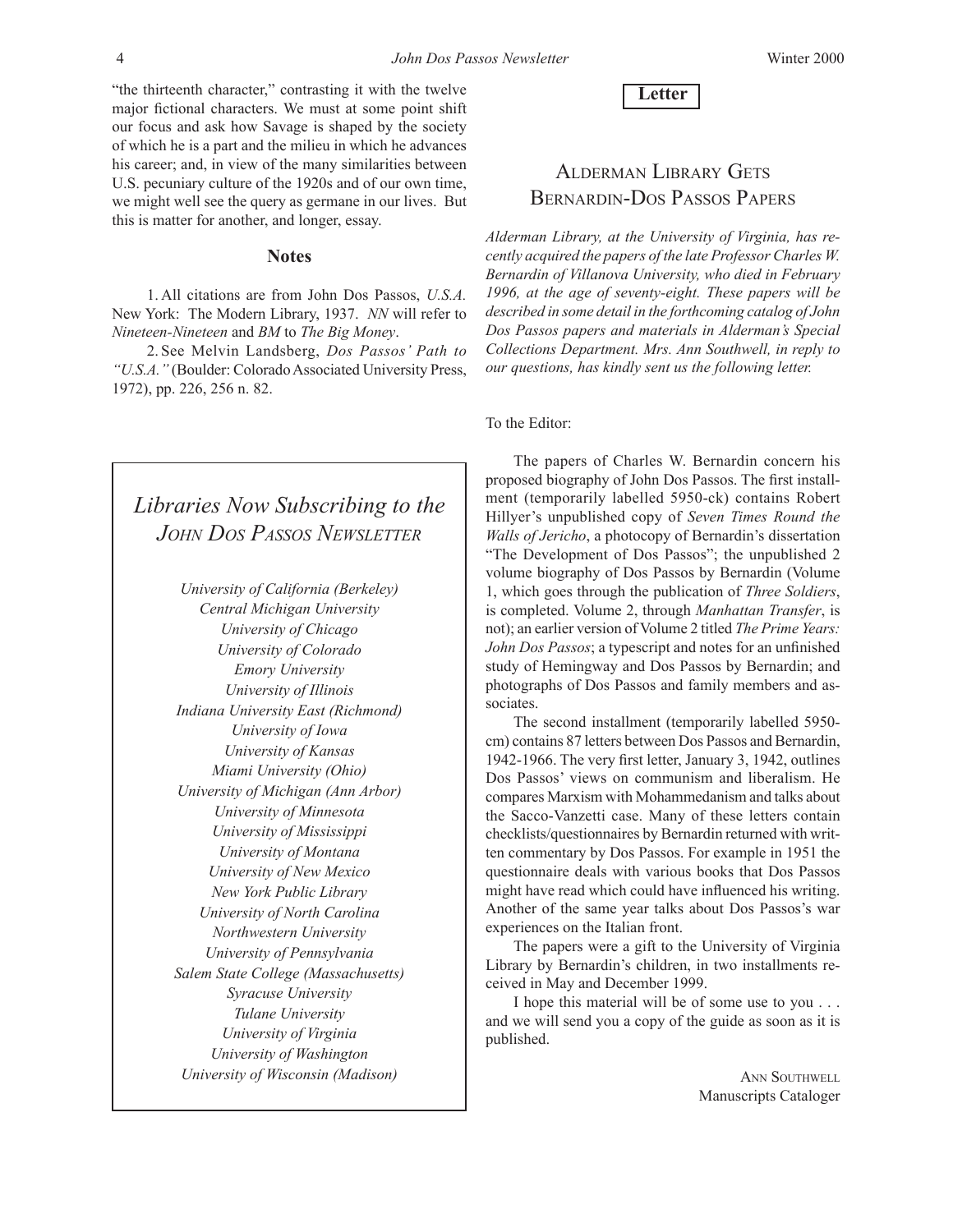"the thirteenth character," contrasting it with the twelve major fictional characters. We must at some point shift our focus and ask how Savage is shaped by the society of which he is a part and the milieu in which he advances his career; and, in view of the many similarities between U.S. pecuniary culture of the 1920s and of our own time, we might well see the query as germane in our lives. But this is matter for another, and longer, essay.

## Notes

1. All citations are from John Dos Passos, *U.S.A.* New York: The Modern Library, 1937. *NN* will refer to *Nineteen-Nineteen* and *BM* to *The Big Money*.

2. See Melvin Landsberg, *Dos Passos' Path to "U.S.A."* (Boulder: Colorado Associated University Press, 1972), pp. 226, 256 n. 82.

## *Libraries Now Subscribing to the John Dos Passos Newsletter*

*University of California (Berkeley)*
*Central Michigan University*
*University of Chicago*
*University of Colorado*
*Emory University*
*University of Illinois*
*Indiana University East (Richmond)*
*University of Iowa*
*University of Kansas*
*Miami University (Ohio)*
*University of Michigan (Ann Arbor)*
*University of Minnesota*
*University of Mississippi*
*University of Montana*
*University of New Mexico*
*New York Public Library*
*University of North Carolina*
*Northwestern University*
*University of Pennsylvania*
*Salem State College (Massachusetts)*
*Syracuse University*
*Tulane University*
*University of Virginia*
*University of Washington*
*University of Wisconsin (Madison)*

**Letter**

## Alderman Library Gets Bernardin-Dos Passos Papers

*Alderman Library, at the University of Virginia, has recently acquired the papers of the late Professor Charles W. Bernardin of Villanova University, who died in February 1996, at the age of seventy-eight. These papers will be described in some detail in the forthcoming catalog of John Dos Passos papers and materials in Alderman's Special Collections Department. Mrs. Ann Southwell, in reply to our questions, has kindly sent us the following letter.*

To the Editor:

The papers of Charles W. Bernardin concern his proposed biography of John Dos Passos. The first installment (temporarily labelled 5950-ck) contains Robert Hillyer's unpublished copy of *Seven Times Round the Walls of Jericho*, a photocopy of Bernardin's dissertation "The Development of Dos Passos"; the unpublished 2 volume biography of Dos Passos by Bernardin (Volume 1, which goes through the publication of *Three Soldiers*, is completed. Volume 2, through *Manhattan Transfer*, is not); an earlier version of Volume 2 titled *The Prime Years: John Dos Passos*; a typescript and notes for an unfinished study of Hemingway and Dos Passos by Bernardin; and photographs of Dos Passos and family members and associates.

The second installment (temporarily labelled 5950-cm) contains 87 letters between Dos Passos and Bernardin, 1942-1966. The very first letter, January 3, 1942, outlines Dos Passos' views on communism and liberalism. He compares Marxism with Mohammedanism and talks about the Sacco-Vanzetti case. Many of these letters contain checklists/questionnaires by Bernardin returned with written commentary by Dos Passos. For example in 1951 the questionnaire deals with various books that Dos Passos might have read which could have influenced his writing. Another of the same year talks about Dos Passos's war experiences on the Italian front.

The papers were a gift to the University of Virginia Library by Bernardin's children, in two installments received in May and December 1999.

I hope this material will be of some use to you . . . and we will send you a copy of the guide as soon as it is published.

Ann Southwell
Manuscripts Cataloger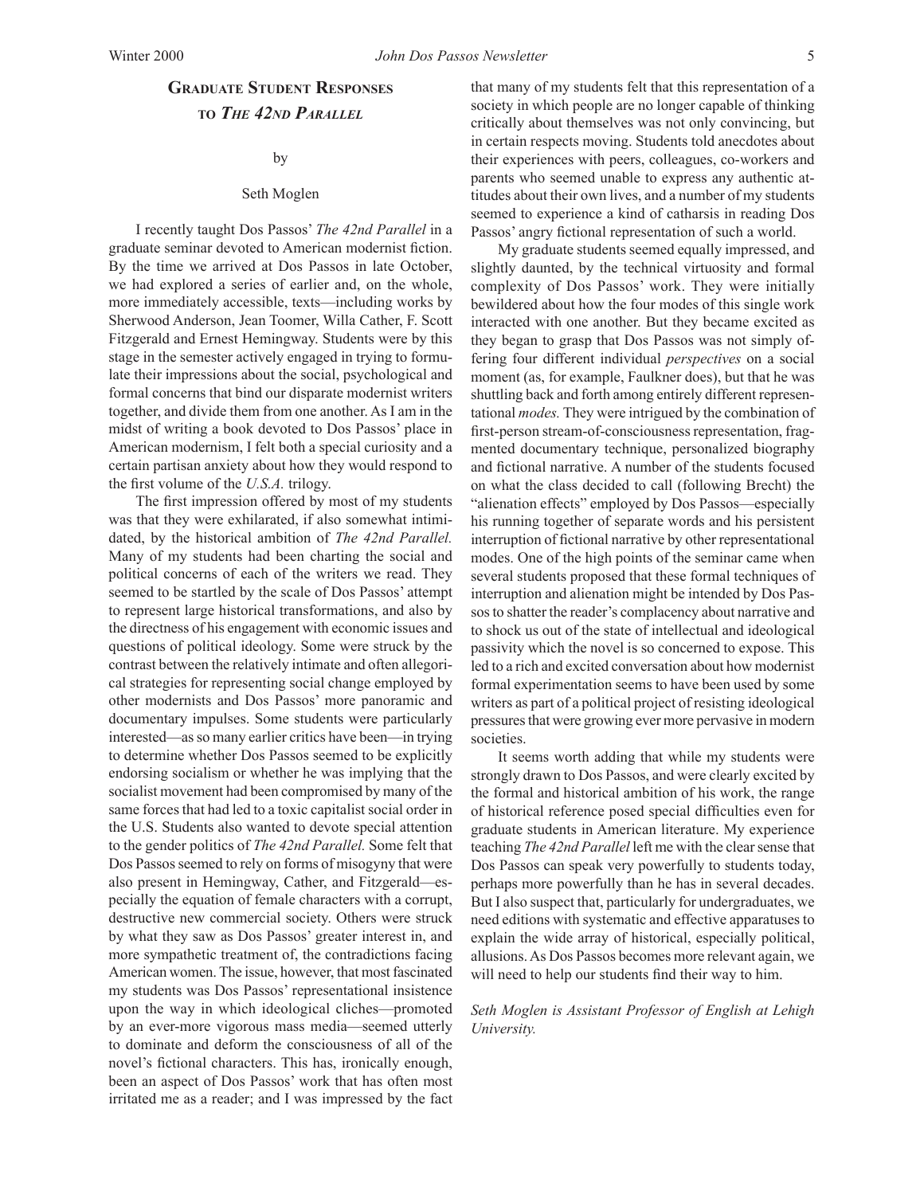## Graduate Student Responses to *The 42nd Parallel*

by

Seth Moglen

I recently taught Dos Passos' *The 42nd Parallel* in a graduate seminar devoted to American modernist fiction. By the time we arrived at Dos Passos in late October, we had explored a series of earlier and, on the whole, more immediately accessible, texts—including works by Sherwood Anderson, Jean Toomer, Willa Cather, F. Scott Fitzgerald and Ernest Hemingway. Students were by this stage in the semester actively engaged in trying to formulate their impressions about the social, psychological and formal concerns that bind our disparate modernist writers together, and divide them from one another. As I am in the midst of writing a book devoted to Dos Passos' place in American modernism, I felt both a special curiosity and a certain partisan anxiety about how they would respond to the first volume of the *U.S.A.* trilogy.

The first impression offered by most of my students was that they were exhilarated, if also somewhat intimidated, by the historical ambition of *The 42nd Parallel.* Many of my students had been charting the social and political concerns of each of the writers we read. They seemed to be startled by the scale of Dos Passos' attempt to represent large historical transformations, and also by the directness of his engagement with economic issues and questions of political ideology. Some were struck by the contrast between the relatively intimate and often allegorical strategies for representing social change employed by other modernists and Dos Passos' more panoramic and documentary impulses. Some students were particularly interested—as so many earlier critics have been—in trying to determine whether Dos Passos seemed to be explicitly endorsing socialism or whether he was implying that the socialist movement had been compromised by many of the same forces that had led to a toxic capitalist social order in the U.S. Students also wanted to devote special attention to the gender politics of *The 42nd Parallel.* Some felt that Dos Passos seemed to rely on forms of misogyny that were also present in Hemingway, Cather, and Fitzgerald—especially the equation of female characters with a corrupt, destructive new commercial society. Others were struck by what they saw as Dos Passos' greater interest in, and more sympathetic treatment of, the contradictions facing American women. The issue, however, that most fascinated my students was Dos Passos' representational insistence upon the way in which ideological cliches—promoted by an ever-more vigorous mass media—seemed utterly to dominate and deform the consciousness of all of the novel's fictional characters. This has, ironically enough, been an aspect of Dos Passos' work that has often most irritated me as a reader; and I was impressed by the fact that many of my students felt that this representation of a society in which people are no longer capable of thinking critically about themselves was not only convincing, but in certain respects moving. Students told anecdotes about their experiences with peers, colleagues, co-workers and parents who seemed unable to express any authentic attitudes about their own lives, and a number of my students seemed to experience a kind of catharsis in reading Dos Passos' angry fictional representation of such a world.

My graduate students seemed equally impressed, and slightly daunted, by the technical virtuosity and formal complexity of Dos Passos' work. They were initially bewildered about how the four modes of this single work interacted with one another. But they became excited as they began to grasp that Dos Passos was not simply offering four different individual *perspectives* on a social moment (as, for example, Faulkner does), but that he was shuttling back and forth among entirely different representational *modes.* They were intrigued by the combination of first-person stream-of-consciousness representation, fragmented documentary technique, personalized biography and fictional narrative. A number of the students focused on what the class decided to call (following Brecht) the "alienation effects" employed by Dos Passos—especially his running together of separate words and his persistent interruption of fictional narrative by other representational modes. One of the high points of the seminar came when several students proposed that these formal techniques of interruption and alienation might be intended by Dos Passos to shatter the reader's complacency about narrative and to shock us out of the state of intellectual and ideological passivity which the novel is so concerned to expose. This led to a rich and excited conversation about how modernist formal experimentation seems to have been used by some writers as part of a political project of resisting ideological pressures that were growing ever more pervasive in modern societies.

It seems worth adding that while my students were strongly drawn to Dos Passos, and were clearly excited by the formal and historical ambition of his work, the range of historical reference posed special difficulties even for graduate students in American literature. My experience teaching *The 42nd Parallel* left me with the clear sense that Dos Passos can speak very powerfully to students today, perhaps more powerfully than he has in several decades. But I also suspect that, particularly for undergraduates, we need editions with systematic and effective apparatuses to explain the wide array of historical, especially political, allusions. As Dos Passos becomes more relevant again, we will need to help our students find their way to him.

*Seth Moglen is Assistant Professor of English at Lehigh University.*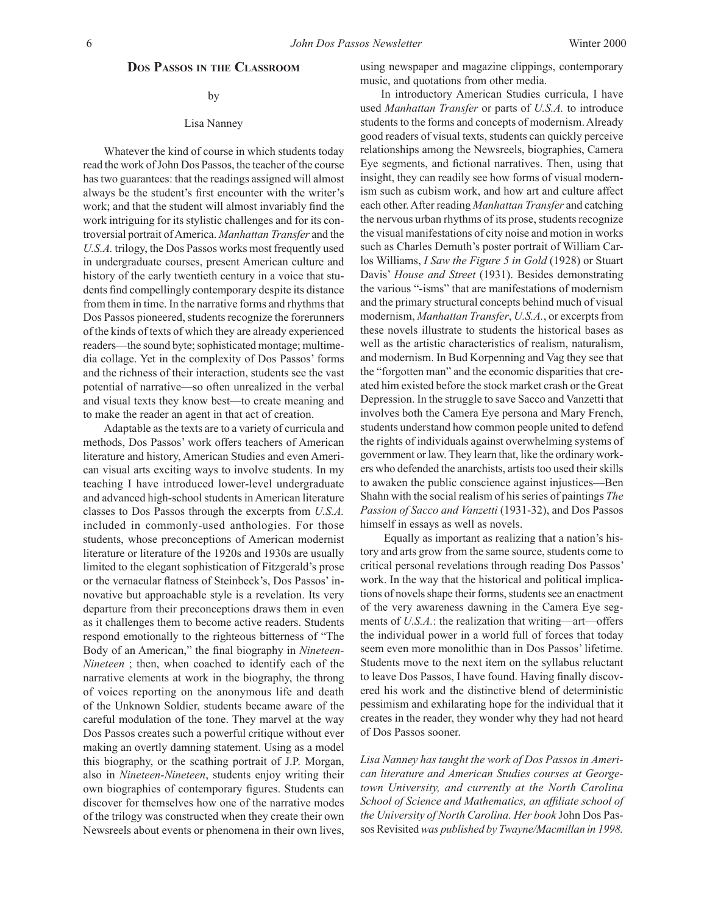## Dos Passos in the Classroom

by

Lisa Nanney

Whatever the kind of course in which students today read the work of John Dos Passos, the teacher of the course has two guarantees: that the readings assigned will almost always be the student's first encounter with the writer's work; and that the student will almost invariably find the work intriguing for its stylistic challenges and for its controversial portrait of America. *Manhattan Transfer* and the *U.S.A.* trilogy, the Dos Passos works most frequently used in undergraduate courses, present American culture and history of the early twentieth century in a voice that students find compellingly contemporary despite its distance from them in time. In the narrative forms and rhythms that Dos Passos pioneered, students recognize the forerunners of the kinds of texts of which they are already experienced readers—the sound byte; sophisticated montage; multimedia collage. Yet in the complexity of Dos Passos' forms and the richness of their interaction, students see the vast potential of narrative—so often unrealized in the verbal and visual texts they know best—to create meaning and to make the reader an agent in that act of creation.

Adaptable as the texts are to a variety of curricula and methods, Dos Passos' work offers teachers of American literature and history, American Studies and even American visual arts exciting ways to involve students. In my teaching I have introduced lower-level undergraduate and advanced high-school students in American literature classes to Dos Passos through the excerpts from *U.S.A.* included in commonly-used anthologies. For those students, whose preconceptions of American modernist literature or literature of the 1920s and 1930s are usually limited to the elegant sophistication of Fitzgerald's prose or the vernacular flatness of Steinbeck's, Dos Passos' innovative but approachable style is a revelation. Its very departure from their preconceptions draws them in even as it challenges them to become active readers. Students respond emotionally to the righteous bitterness of "The Body of an American," the final biography in *Nineteen-Nineteen* ; then, when coached to identify each of the narrative elements at work in the biography, the throng of voices reporting on the anonymous life and death of the Unknown Soldier, students became aware of the careful modulation of the tone. They marvel at the way Dos Passos creates such a powerful critique without ever making an overtly damning statement. Using as a model this biography, or the scathing portrait of J.P. Morgan, also in *Nineteen-Nineteen*, students enjoy writing their own biographies of contemporary figures. Students can discover for themselves how one of the narrative modes of the trilogy was constructed when they create their own Newsreels about events or phenomena in their own lives, using newspaper and magazine clippings, contemporary music, and quotations from other media.

In introductory American Studies curricula, I have used *Manhattan Transfer* or parts of *U.S.A.* to introduce students to the forms and concepts of modernism. Already good readers of visual texts, students can quickly perceive relationships among the Newsreels, biographies, Camera Eye segments, and fictional narratives. Then, using that insight, they can readily see how forms of visual modernism such as cubism work, and how art and culture affect each other. After reading *Manhattan Transfer* and catching the nervous urban rhythms of its prose, students recognize the visual manifestations of city noise and motion in works such as Charles Demuth's poster portrait of William Carlos Williams, *I Saw the Figure 5 in Gold* (1928) or Stuart Davis' *House and Street* (1931). Besides demonstrating the various "-isms" that are manifestations of modernism and the primary structural concepts behind much of visual modernism, *Manhattan Transfer*, *U.S.A.*, or excerpts from these novels illustrate to students the historical bases as well as the artistic characteristics of realism, naturalism, and modernism. In Bud Korpenning and Vag they see that the "forgotten man" and the economic disparities that created him existed before the stock market crash or the Great Depression. In the struggle to save Sacco and Vanzetti that involves both the Camera Eye persona and Mary French, students understand how common people united to defend the rights of individuals against overwhelming systems of government or law. They learn that, like the ordinary workers who defended the anarchists, artists too used their skills to awaken the public conscience against injustices—Ben Shahn with the social realism of his series of paintings *The Passion of Sacco and Vanzetti* (1931-32), and Dos Passos himself in essays as well as novels.

Equally as important as realizing that a nation's history and arts grow from the same source, students come to critical personal revelations through reading Dos Passos' work. In the way that the historical and political implications of novels shape their forms, students see an enactment of the very awareness dawning in the Camera Eye segments of *U.S.A.*: the realization that writing—art—offers the individual power in a world full of forces that today seem even more monolithic than in Dos Passos' lifetime. Students move to the next item on the syllabus reluctant to leave Dos Passos, I have found. Having finally discovered his work and the distinctive blend of deterministic pessimism and exhilarating hope for the individual that it creates in the reader, they wonder why they had not heard of Dos Passos sooner.

*Lisa Nanney has taught the work of Dos Passos in American literature and American Studies courses at Georgetown University, and currently at the North Carolina School of Science and Mathematics, an affiliate school of the University of North Carolina. Her book* John Dos Passos Revisited *was published by Twayne/Macmillan in 1998.*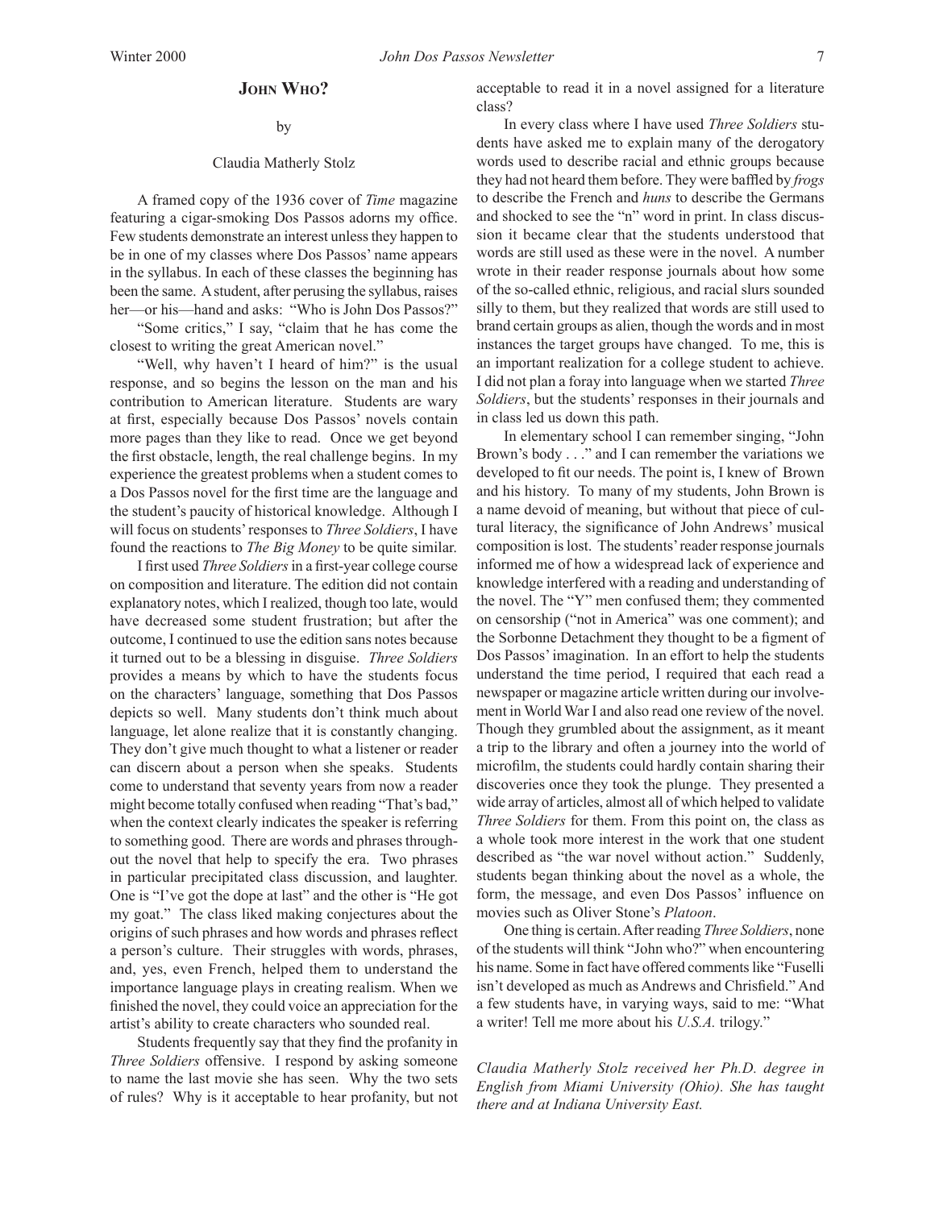## John Who?

by

Claudia Matherly Stolz

A framed copy of the 1936 cover of *Time* magazine featuring a cigar-smoking Dos Passos adorns my office. Few students demonstrate an interest unless they happen to be in one of my classes where Dos Passos' name appears in the syllabus. In each of these classes the beginning has been the same. A student, after perusing the syllabus, raises her—or his—hand and asks: "Who is John Dos Passos?"

"Some critics," I say, "claim that he has come the closest to writing the great American novel."

"Well, why haven't I heard of him?" is the usual response, and so begins the lesson on the man and his contribution to American literature. Students are wary at first, especially because Dos Passos' novels contain more pages than they like to read. Once we get beyond the first obstacle, length, the real challenge begins. In my experience the greatest problems when a student comes to a Dos Passos novel for the first time are the language and the student's paucity of historical knowledge. Although I will focus on students' responses to *Three Soldiers*, I have found the reactions to *The Big Money* to be quite similar.

I first used *Three Soldiers* in a first-year college course on composition and literature. The edition did not contain explanatory notes, which I realized, though too late, would have decreased some student frustration; but after the outcome, I continued to use the edition sans notes because it turned out to be a blessing in disguise. *Three Soldiers* provides a means by which to have the students focus on the characters' language, something that Dos Passos depicts so well. Many students don't think much about language, let alone realize that it is constantly changing. They don't give much thought to what a listener or reader can discern about a person when she speaks. Students come to understand that seventy years from now a reader might become totally confused when reading "That's bad," when the context clearly indicates the speaker is referring to something good. There are words and phrases throughout the novel that help to specify the era. Two phrases in particular precipitated class discussion, and laughter. One is "I've got the dope at last" and the other is "He got my goat." The class liked making conjectures about the origins of such phrases and how words and phrases reflect a person's culture. Their struggles with words, phrases, and, yes, even French, helped them to understand the importance language plays in creating realism. When we finished the novel, they could voice an appreciation for the artist's ability to create characters who sounded real.

Students frequently say that they find the profanity in *Three Soldiers* offensive. I respond by asking someone to name the last movie she has seen. Why the two sets of rules? Why is it acceptable to hear profanity, but not acceptable to read it in a novel assigned for a literature class?

In every class where I have used *Three Soldiers* students have asked me to explain many of the derogatory words used to describe racial and ethnic groups because they had not heard them before. They were baffled by *frogs* to describe the French and *huns* to describe the Germans and shocked to see the "n" word in print. In class discussion it became clear that the students understood that words are still used as these were in the novel. A number wrote in their reader response journals about how some of the so-called ethnic, religious, and racial slurs sounded silly to them, but they realized that words are still used to brand certain groups as alien, though the words and in most instances the target groups have changed. To me, this is an important realization for a college student to achieve. I did not plan a foray into language when we started *Three Soldiers*, but the students' responses in their journals and in class led us down this path.

In elementary school I can remember singing, "John Brown's body . . ." and I can remember the variations we developed to fit our needs. The point is, I knew of Brown and his history. To many of my students, John Brown is a name devoid of meaning, but without that piece of cultural literacy, the significance of John Andrews' musical composition is lost. The students' reader response journals informed me of how a widespread lack of experience and knowledge interfered with a reading and understanding of the novel. The "Y" men confused them; they commented on censorship ("not in America" was one comment); and the Sorbonne Detachment they thought to be a figment of Dos Passos' imagination. In an effort to help the students understand the time period, I required that each read a newspaper or magazine article written during our involvement in World War I and also read one review of the novel. Though they grumbled about the assignment, as it meant a trip to the library and often a journey into the world of microfilm, the students could hardly contain sharing their discoveries once they took the plunge. They presented a wide array of articles, almost all of which helped to validate *Three Soldiers* for them. From this point on, the class as a whole took more interest in the work that one student described as "the war novel without action." Suddenly, students began thinking about the novel as a whole, the form, the message, and even Dos Passos' influence on movies such as Oliver Stone's *Platoon*.

One thing is certain. After reading *Three Soldiers*, none of the students will think "John who?" when encountering his name. Some in fact have offered comments like "Fuselli isn't developed as much as Andrews and Chrisfield." And a few students have, in varying ways, said to me: "What a writer! Tell me more about his *U.S.A.* trilogy."

*Claudia Matherly Stolz received her Ph.D. degree in English from Miami University (Ohio). She has taught there and at Indiana University East.*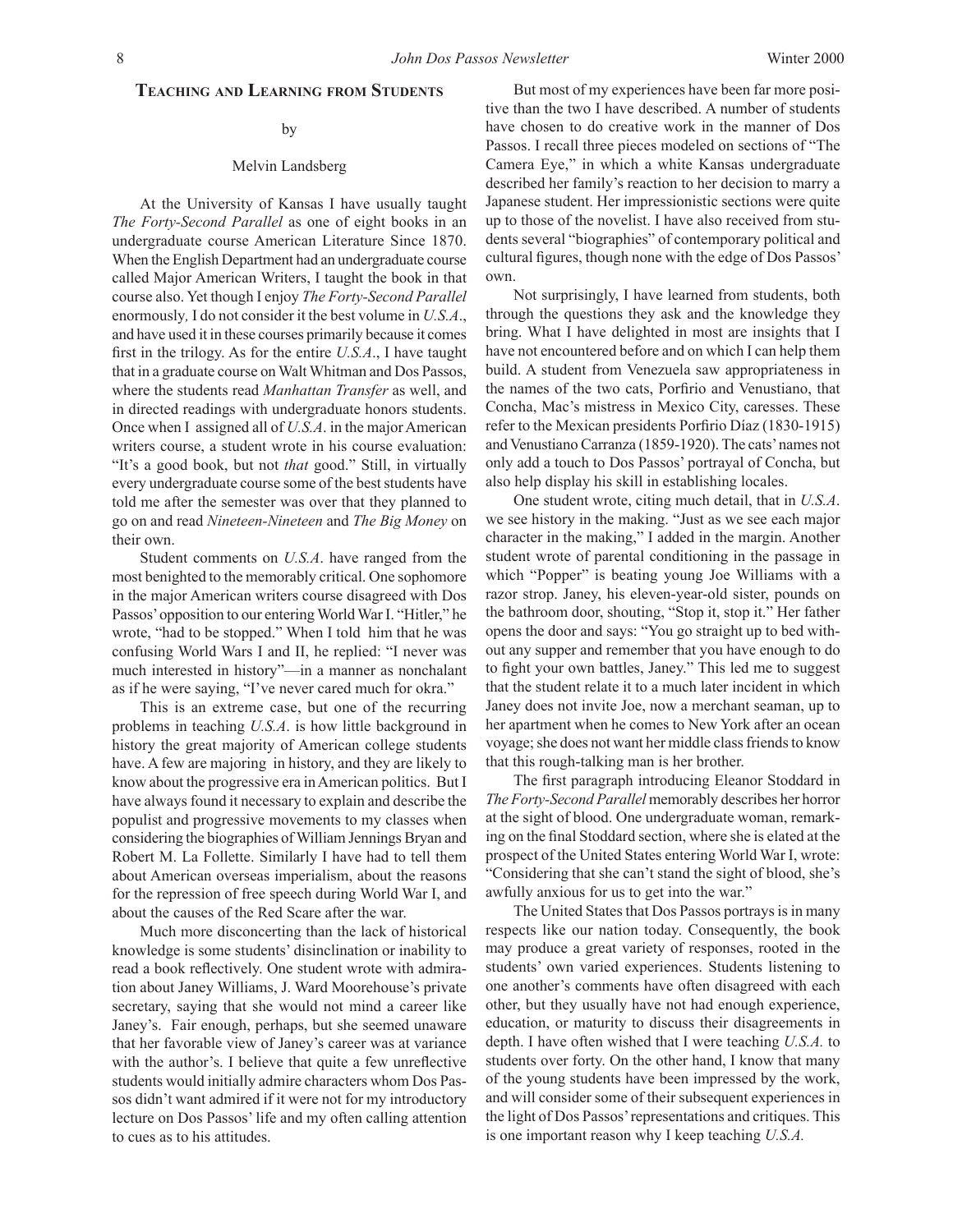## Teaching and Learning from Students

by

Melvin Landsberg

At the University of Kansas I have usually taught *The Forty-Second Parallel* as one of eight books in an undergraduate course American Literature Since 1870. When the English Department had an undergraduate course called Major American Writers, I taught the book in that course also. Yet though I enjoy *The Forty-Second Parallel* enormously, I do not consider it the best volume in *U.S.A*., and have used it in these courses primarily because it comes first in the trilogy. As for the entire *U.S.A*., I have taught that in a graduate course on Walt Whitman and Dos Passos, where the students read *Manhattan Transfer* as well, and in directed readings with undergraduate honors students. Once when I assigned all of *U.S.A*. in the major American writers course, a student wrote in his course evaluation: "It's a good book, but not *that* good." Still, in virtually every undergraduate course some of the best students have told me after the semester was over that they planned to go on and read *Nineteen-Nineteen* and *The Big Money* on their own.

Student comments on *U.S.A*. have ranged from the most benighted to the memorably critical. One sophomore in the major American writers course disagreed with Dos Passos' opposition to our entering World War I. "Hitler," he wrote, "had to be stopped." When I told him that he was confusing World Wars I and II, he replied: "I never was much interested in history"—in a manner as nonchalant as if he were saying, "I've never cared much for okra."

This is an extreme case, but one of the recurring problems in teaching *U.S.A*. is how little background in history the great majority of American college students have. A few are majoring in history, and they are likely to know about the progressive era in American politics. But I have always found it necessary to explain and describe the populist and progressive movements to my classes when considering the biographies of William Jennings Bryan and Robert M. La Follette. Similarly I have had to tell them about American overseas imperialism, about the reasons for the repression of free speech during World War I, and about the causes of the Red Scare after the war.

Much more disconcerting than the lack of historical knowledge is some students' disinclination or inability to read a book reflectively. One student wrote with admiration about Janey Williams, J. Ward Moorehouse's private secretary, saying that she would not mind a career like Janey's. Fair enough, perhaps, but she seemed unaware that her favorable view of Janey's career was at variance with the author's. I believe that quite a few unreflective students would initially admire characters whom Dos Passos didn't want admired if it were not for my introductory lecture on Dos Passos' life and my often calling attention to cues as to his attitudes.

But most of my experiences have been far more positive than the two I have described. A number of students have chosen to do creative work in the manner of Dos Passos. I recall three pieces modeled on sections of "The Camera Eye," in which a white Kansas undergraduate described her family's reaction to her decision to marry a Japanese student. Her impressionistic sections were quite up to those of the novelist. I have also received from students several "biographies" of contemporary political and cultural figures, though none with the edge of Dos Passos' own.

Not surprisingly, I have learned from students, both through the questions they ask and the knowledge they bring. What I have delighted in most are insights that I have not encountered before and on which I can help them build. A student from Venezuela saw appropriateness in the names of the two cats, Porfirio and Venustiano, that Concha, Mac's mistress in Mexico City, caresses. These refer to the Mexican presidents Porfirio Díaz (1830-1915) and Venustiano Carranza (1859-1920). The cats' names not only add a touch to Dos Passos' portrayal of Concha, but also help display his skill in establishing locales.

One student wrote, citing much detail, that in *U.S.A*. we see history in the making. "Just as we see each major character in the making," I added in the margin. Another student wrote of parental conditioning in the passage in which "Popper" is beating young Joe Williams with a razor strop. Janey, his eleven-year-old sister, pounds on the bathroom door, shouting, "Stop it, stop it." Her father opens the door and says: "You go straight up to bed without any supper and remember that you have enough to do to fight your own battles, Janey." This led me to suggest that the student relate it to a much later incident in which Janey does not invite Joe, now a merchant seaman, up to her apartment when he comes to New York after an ocean voyage; she does not want her middle class friends to know that this rough-talking man is her brother.

The first paragraph introducing Eleanor Stoddard in *The Forty-Second Parallel* memorably describes her horror at the sight of blood. One undergraduate woman, remarking on the final Stoddard section, where she is elated at the prospect of the United States entering World War I, wrote: "Considering that she can't stand the sight of blood, she's awfully anxious for us to get into the war."

The United States that Dos Passos portrays is in many respects like our nation today. Consequently, the book may produce a great variety of responses, rooted in the students' own varied experiences. Students listening to one another's comments have often disagreed with each other, but they usually have not had enough experience, education, or maturity to discuss their disagreements in depth. I have often wished that I were teaching *U.S.A.* to students over forty. On the other hand, I know that many of the young students have been impressed by the work, and will consider some of their subsequent experiences in the light of Dos Passos' representations and critiques. This is one important reason why I keep teaching *U.S.A.*